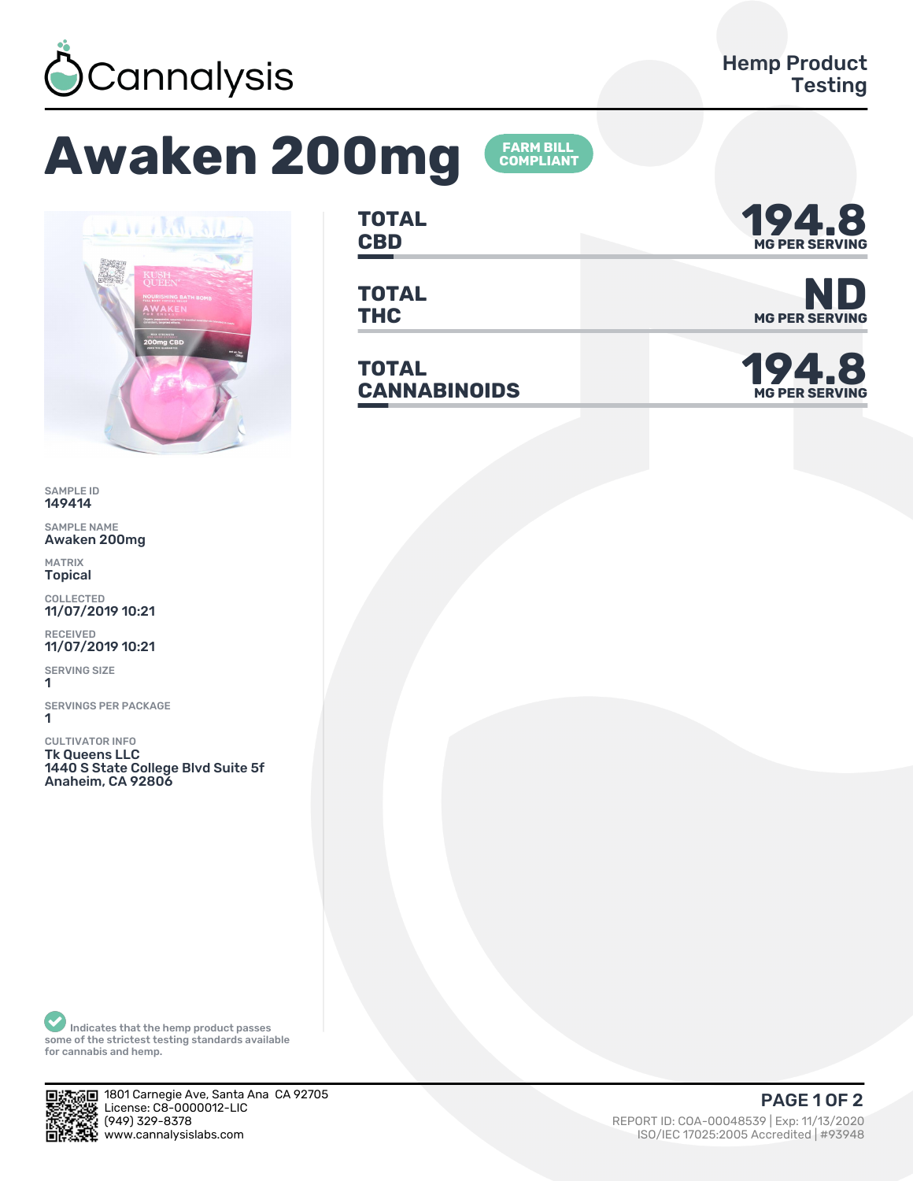Cannalysis

Hemp Product Testing

# Awaken 200mg

FARM BILL COMPLIANT

| | |
|---|---|
| **TOTAL CBD** | **194.8** MG PER SERVING |
| **TOTAL THC** | **ND** MG PER SERVING |
| **TOTAL CANNABINOIDS** | **194.8** MG PER SERVING |

SAMPLE ID
149414

SAMPLE NAME
Awaken 200mg

MATRIX
Topical

COLLECTED
11/07/2019 10:21

RECEIVED
11/07/2019 10:21

SERVING SIZE
1

SERVINGS PER PACKAGE
1

CULTIVATOR INFO
Tk Queens LLC
1440 S State College Blvd Suite 5f
Anaheim, CA 92806

Indicates that the hemp product passes some of the strictest testing standards available for cannabis and hemp.

1801 Carnegie Ave, Santa Ana CA 92705
License: C8-0000012-LIC
(949) 329-8378
www.cannalysislabs.com

REPORT ID: COA-00048539 | Exp: 11/13/2020
ISO/IEC 17025:2005 Accredited | #93948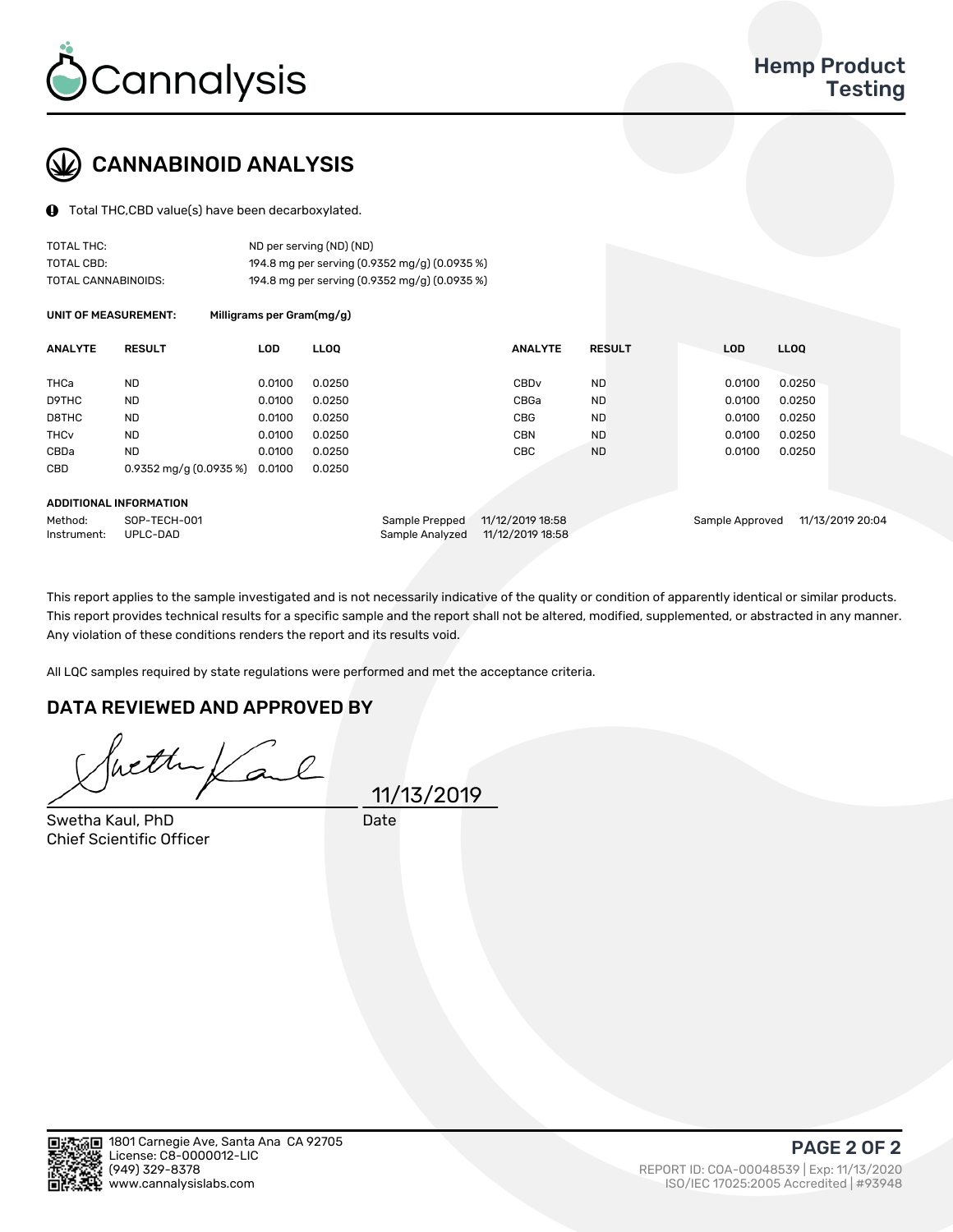Hemp Product Testing

# CANNABINOID ANALYSIS

Total THC,CBD value(s) have been decarboxylated.

| | |
|---|---|
| TOTAL THC: | ND per serving (ND) (ND) |
| TOTAL CBD: | 194.8 mg per serving (0.9352 mg/g) (0.0935 %) |
| TOTAL CANNABINOIDS: | 194.8 mg per serving (0.9352 mg/g) (0.0935 %) |

**UNIT OF MEASUREMENT:** Milligrams per Gram(mg/g)

| ANALYTE | RESULT | LOD | LLOQ | ANALYTE | RESULT | LOD | LLOQ |
|---|---|---|---|---|---|---|---|
| THCa | ND | 0.0100 | 0.0250 | CBDv | ND | 0.0100 | 0.0250 |
| D9THC | ND | 0.0100 | 0.0250 | CBGa | ND | 0.0100 | 0.0250 |
| D8THC | ND | 0.0100 | 0.0250 | CBG | ND | 0.0100 | 0.0250 |
| THCv | ND | 0.0100 | 0.0250 | CBN | ND | 0.0100 | 0.0250 |
| CBDa | ND | 0.0100 | 0.0250 | CBC | ND | 0.0100 | 0.0250 |
| CBD | 0.9352 mg/g (0.0935 %) | 0.0100 | 0.0250 | | | | |

**ADDITIONAL INFORMATION**

| | | | | | |
|---|---|---|---|---|---|
| Method: | SOP-TECH-001 | Sample Prepped | 11/12/2019 18:58 | Sample Approved | 11/13/2019 20:04 |
| Instrument: | UPLC-DAD | Sample Analyzed | 11/12/2019 18:58 | | |

This report applies to the sample investigated and is not necessarily indicative of the quality or condition of apparently identical or similar products. This report provides technical results for a specific sample and the report shall not be altered, modified, supplemented, or abstracted in any manner. Any violation of these conditions renders the report and its results void.

All LQC samples required by state regulations were performed and met the acceptance criteria.

## DATA REVIEWED AND APPROVED BY

Swetha Kaul, PhD
Chief Scientific Officer

Date: 11/13/2019

1801 Carnegie Ave, Santa Ana CA 92705
License: C8-0000012-LIC
(949) 329-8378
www.cannalysislabs.com

REPORT ID: COA-00048539 | Exp: 11/13/2020
ISO/IEC 17025:2005 Accredited | #93948